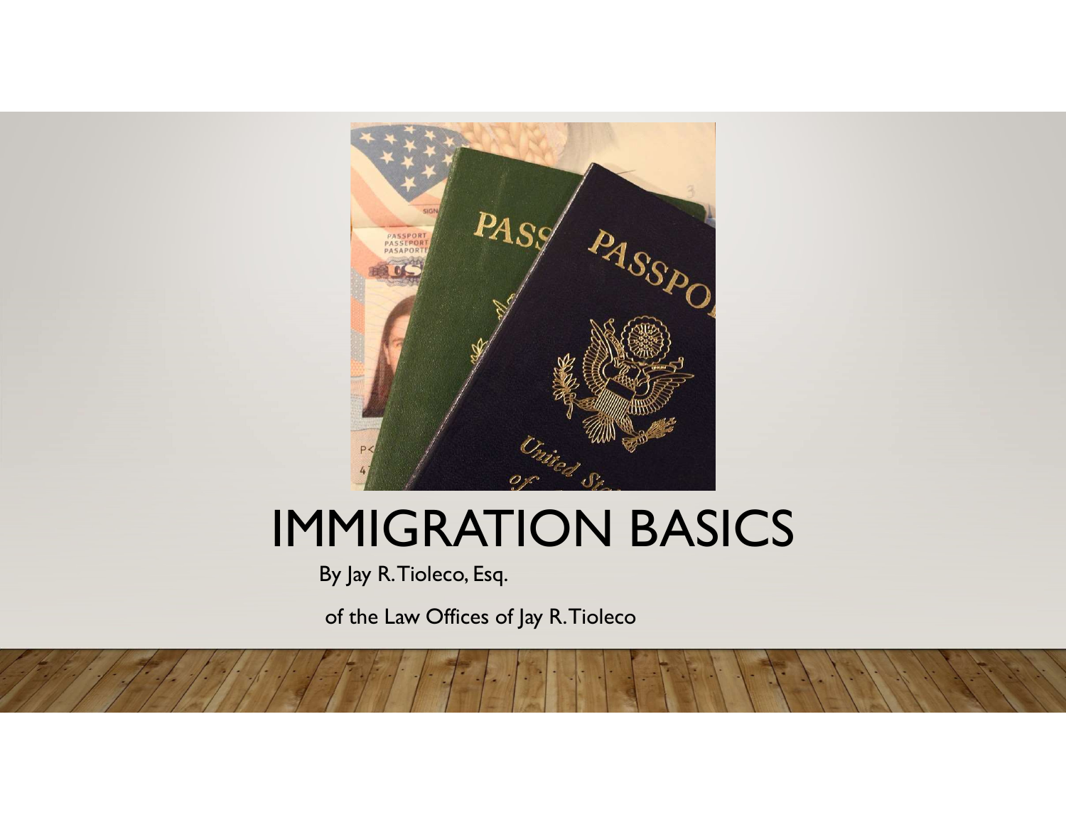# IMMIGRATION BASICS

By Jay R. Tioleco, Esq.

of the Law Offices of Jay R. Tioleco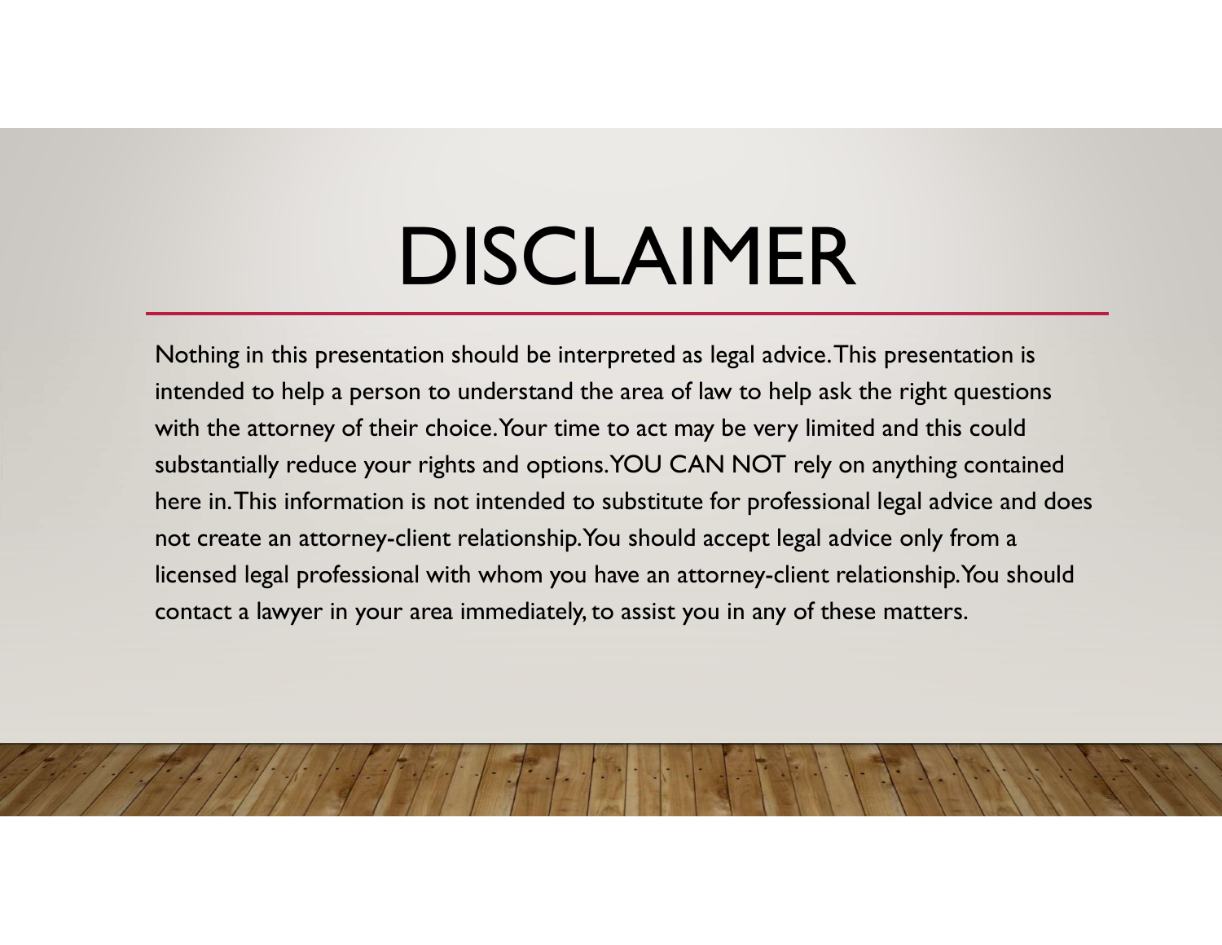# DISCLAIMER

Nothing in this presentation should be interpreted as legal advice. This presentation is intended to help a person to understand the area of law to help ask the right questions with the attorney of their choice. Your time to act may be very limited and this could substantially reduce your rights and options. YOU CAN NOT rely on anything contained here in. This information is not intended to substitute for professional legal advice and does not create an attorney-client relationship. You should accept legal advice only from a licensed legal professional with whom you have an attorney-client relationship. You should contact a lawyer in your area immediately, to assist you in any of these matters.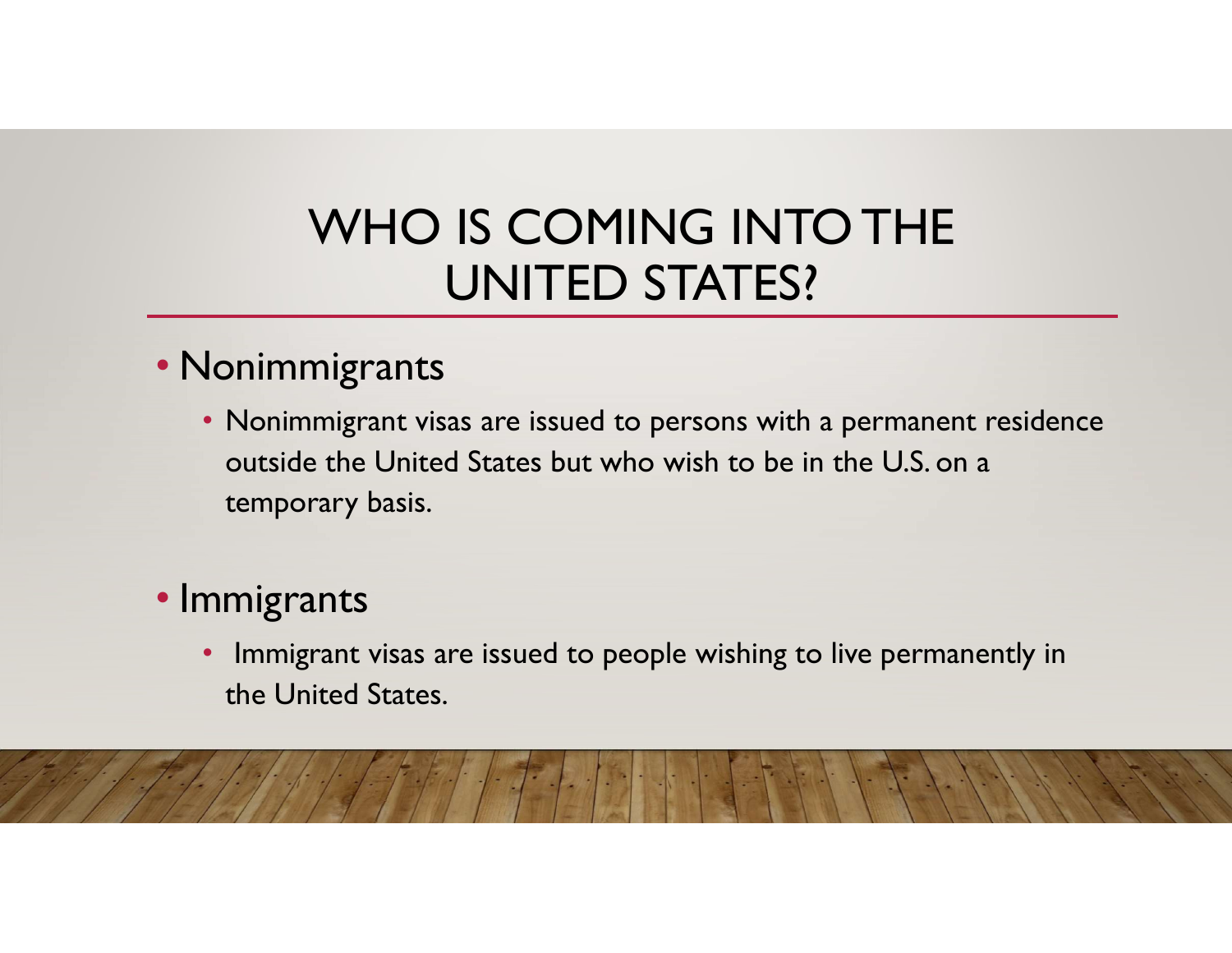# WHO IS COMING INTO THE UNITED STATES?

- Nonimmigrants
  - Nonimmigrant visas are issued to persons with a permanent residence outside the United States but who wish to be in the U.S. on a temporary basis.

- Immigrants
  - Immigrant visas are issued to people wishing to live permanently in the United States.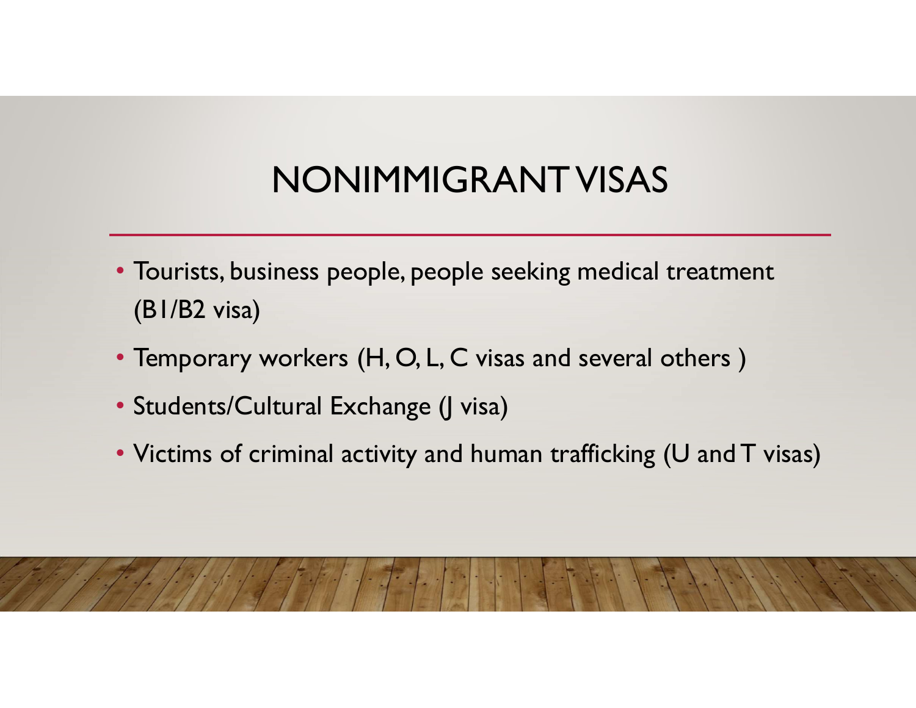# NONIMMIGRANT VISAS

- Tourists, business people, people seeking medical treatment (B1/B2 visa)
- Temporary workers (H, O, L, C visas and several others )
- Students/Cultural Exchange (J visa)
- Victims of criminal activity and human trafficking (U and T visas)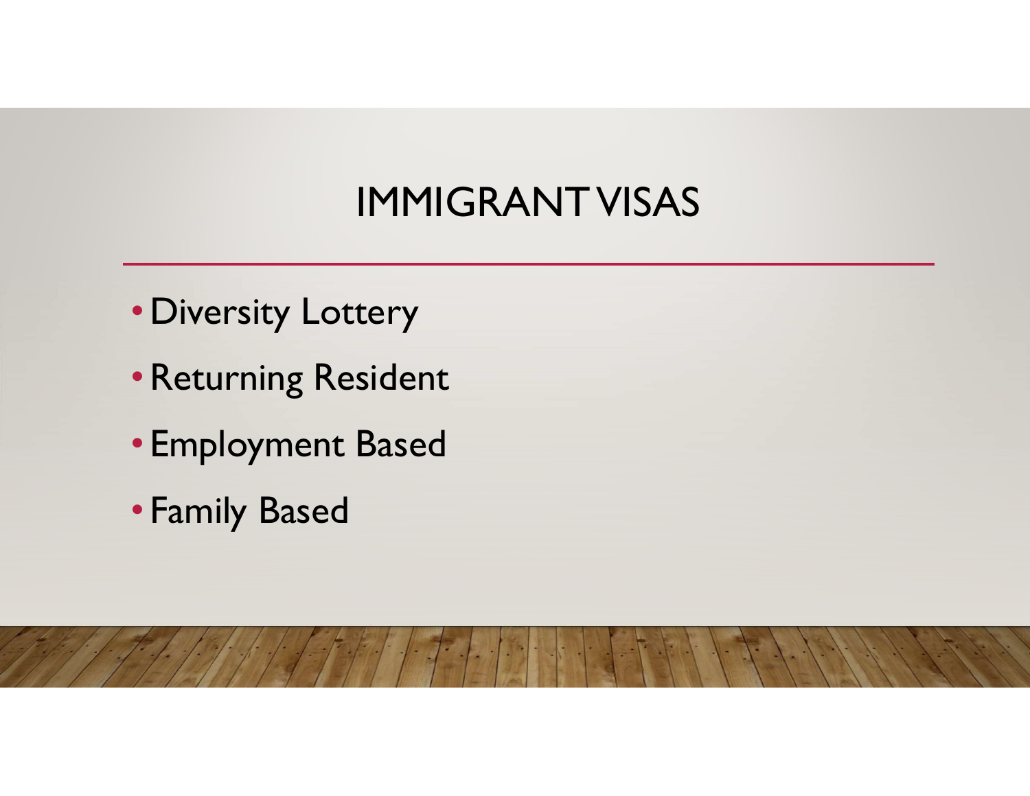# IMMIGRANT VISAS

- Diversity Lottery
- Returning Resident
- Employment Based
- Family Based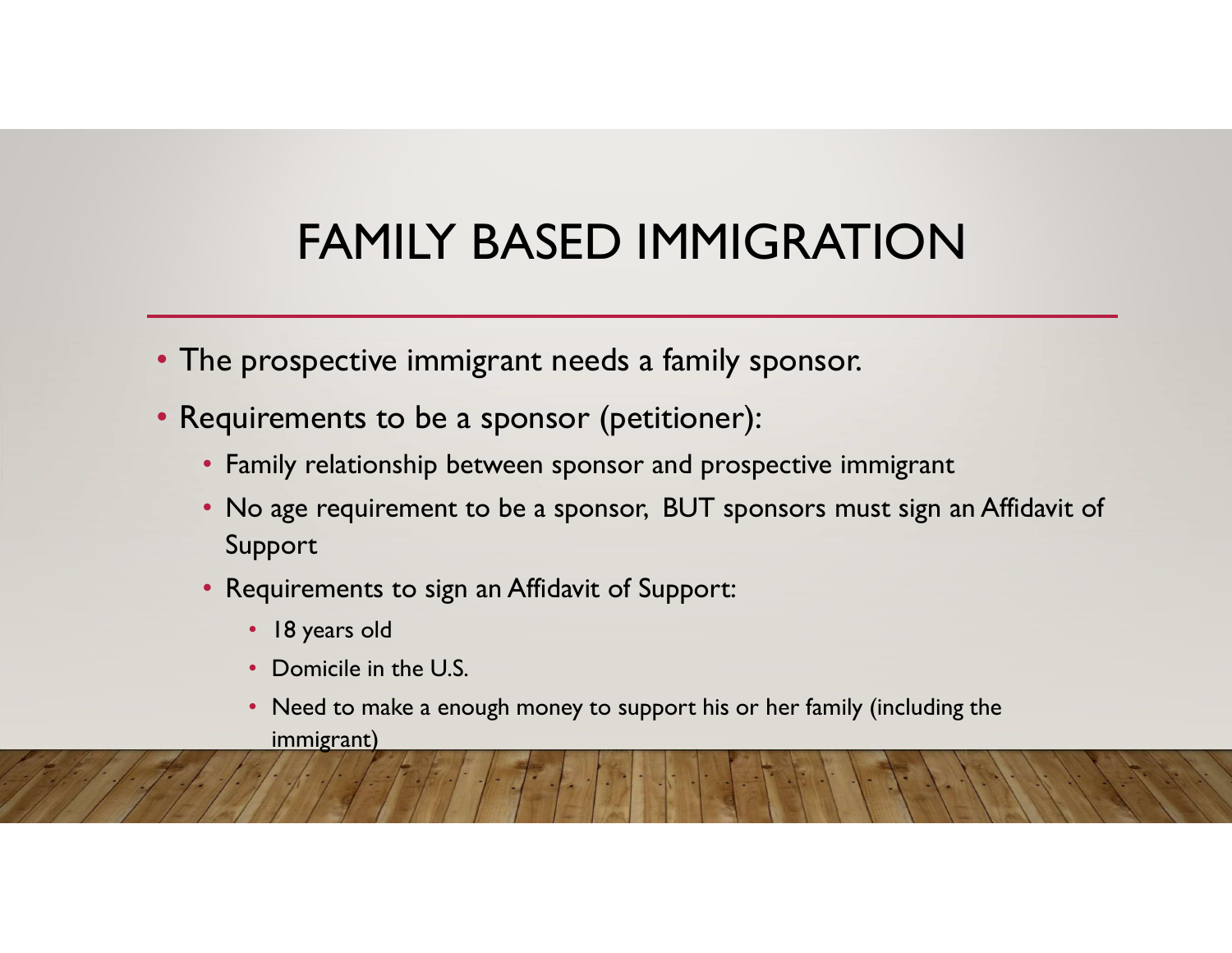# FAMILY BASED IMMIGRATION

- The prospective immigrant needs a family sponsor.
- Requirements to be a sponsor (petitioner):
  - Family relationship between sponsor and prospective immigrant
  - No age requirement to be a sponsor, BUT sponsors must sign an Affidavit of Support
  - Requirements to sign an Affidavit of Support:
    - 18 years old
    - Domicile in the U.S.
    - Need to make a enough money to support his or her family (including the immigrant)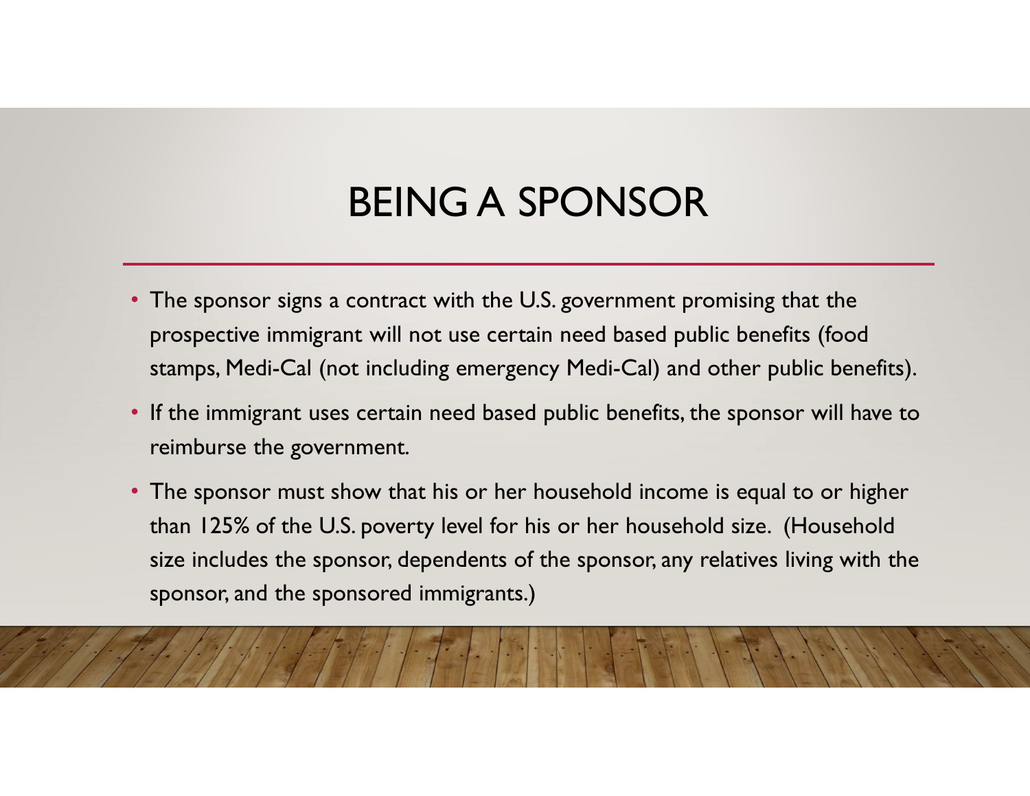# BEING A SPONSOR

- The sponsor signs a contract with the U.S. government promising that the prospective immigrant will not use certain need based public benefits (food stamps, Medi-Cal (not including emergency Medi-Cal) and other public benefits).
- If the immigrant uses certain need based public benefits, the sponsor will have to reimburse the government.
- The sponsor must show that his or her household income is equal to or higher than 125% of the U.S. poverty level for his or her household size. (Household size includes the sponsor, dependents of the sponsor, any relatives living with the sponsor, and the sponsored immigrants.)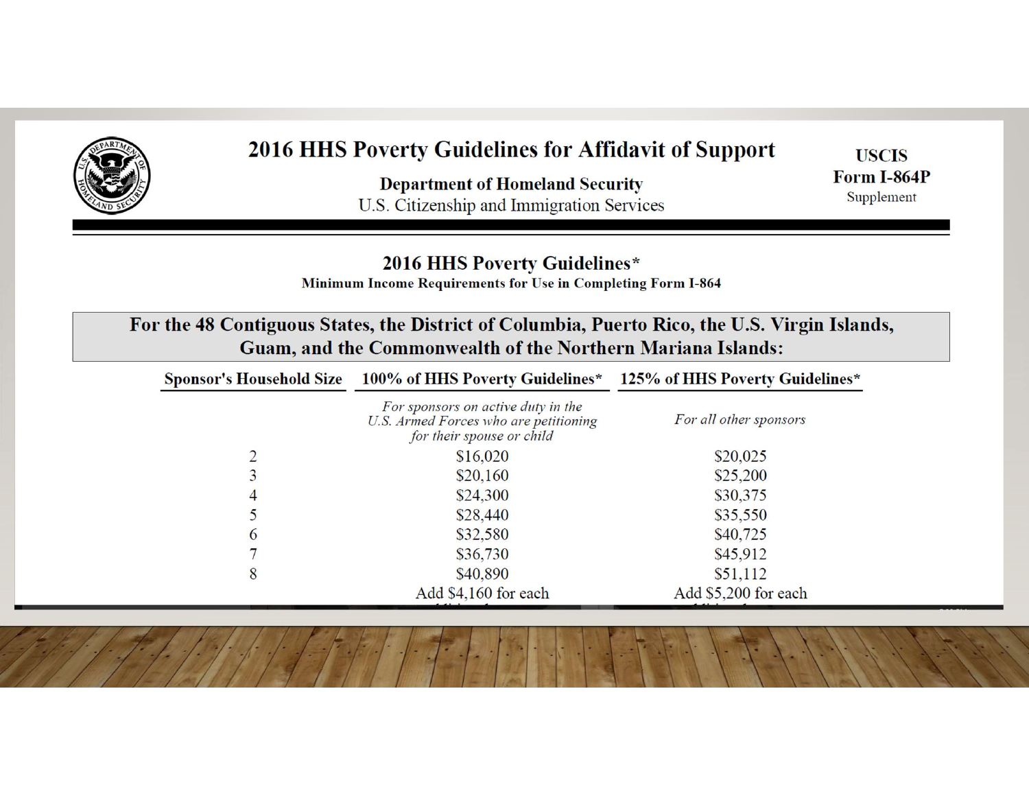# 2016 HHS Poverty Guidelines for Affidavit of Support

**Department of Homeland Security**
U.S. Citizenship and Immigration Services

**USCIS**
**Form I-864P**
Supplement

## 2016 HHS Poverty Guidelines*

**Minimum Income Requirements for Use in Completing Form I-864**

### For the 48 Contiguous States, the District of Columbia, Puerto Rico, the U.S. Virgin Islands, Guam, and the Commonwealth of the Northern Mariana Islands:

| Sponsor's Household Size | 100% of HHS Poverty Guidelines* | 125% of HHS Poverty Guidelines* |
|---|---|---|
| | *For sponsors on active duty in the U.S. Armed Forces who are petitioning for their spouse or child* | *For all other sponsors* |
| 2 | $16,020 | $20,025 |
| 3 | $20,160 | $25,200 |
| 4 | $24,300 | $30,375 |
| 5 | $28,440 | $35,550 |
| 6 | $32,580 | $40,725 |
| 7 | $36,730 | $45,912 |
| 8 | $40,890 | $51,112 |
| | Add $4,160 for each | Add $5,200 for each |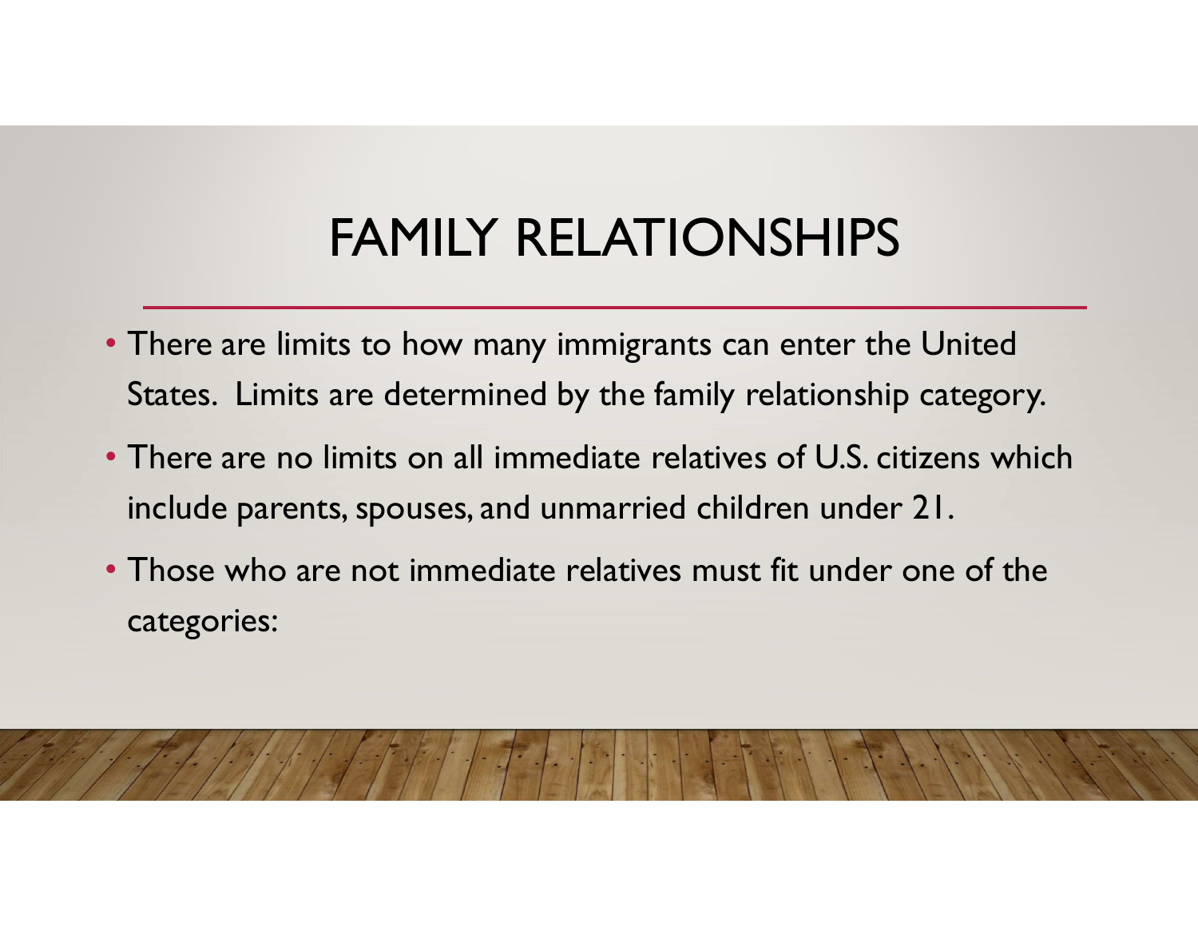# FAMILY RELATIONSHIPS

- There are limits to how many immigrants can enter the United States. Limits are determined by the family relationship category.
- There are no limits on all immediate relatives of U.S. citizens which include parents, spouses, and unmarried children under 21.
- Those who are not immediate relatives must fit under one of the categories: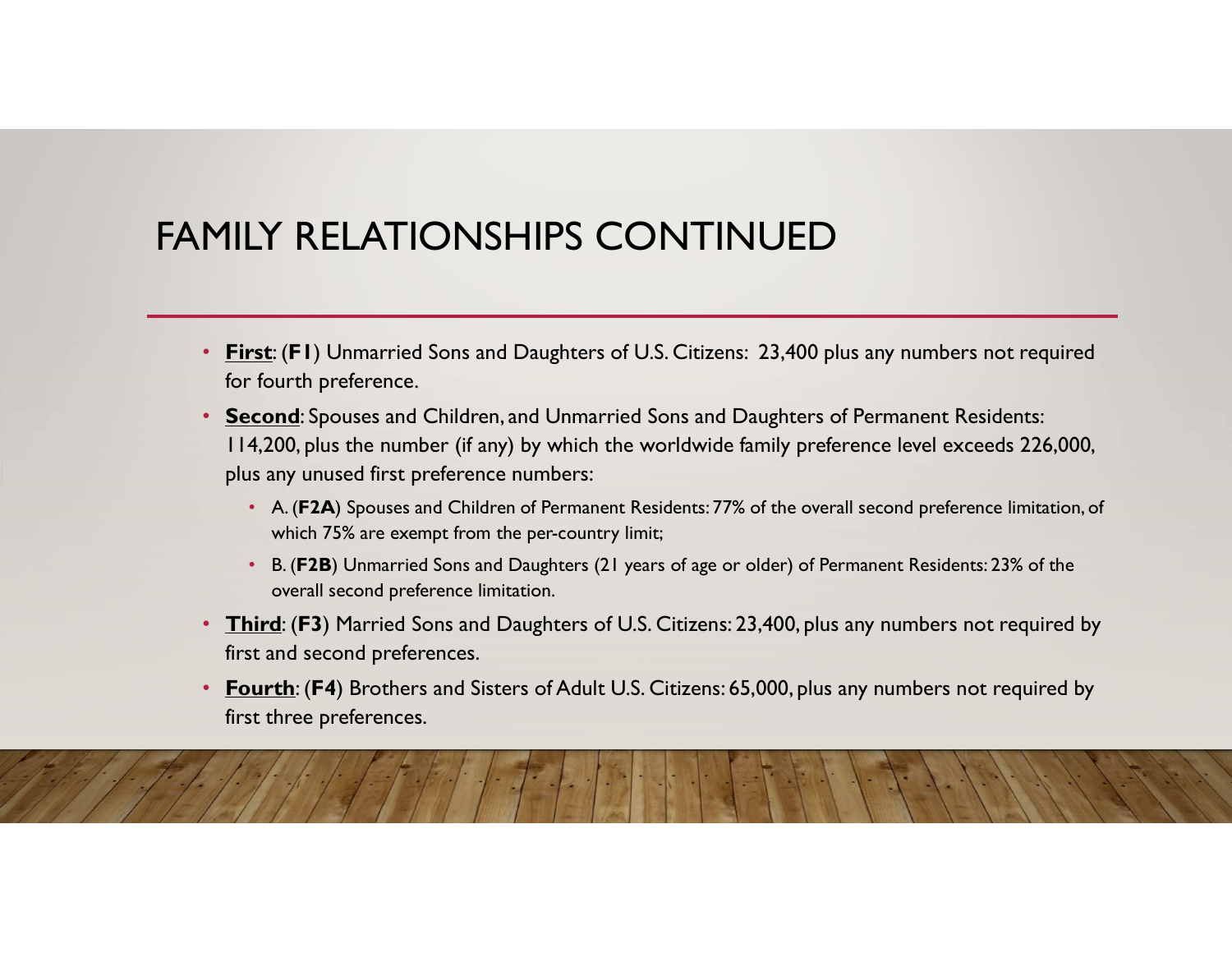# FAMILY RELATIONSHIPS CONTINUED

- **First**: (**F1**) Unmarried Sons and Daughters of U.S. Citizens: 23,400 plus any numbers not required for fourth preference.
- **Second**: Spouses and Children, and Unmarried Sons and Daughters of Permanent Residents: 114,200, plus the number (if any) by which the worldwide family preference level exceeds 226,000, plus any unused first preference numbers:
  - A. (**F2A**) Spouses and Children of Permanent Residents: 77% of the overall second preference limitation, of which 75% are exempt from the per-country limit;
  - B. (**F2B**) Unmarried Sons and Daughters (21 years of age or older) of Permanent Residents: 23% of the overall second preference limitation.
- **Third**: (**F3**) Married Sons and Daughters of U.S. Citizens: 23,400, plus any numbers not required by first and second preferences.
- **Fourth**: (**F4**) Brothers and Sisters of Adult U.S. Citizens: 65,000, plus any numbers not required by first three preferences.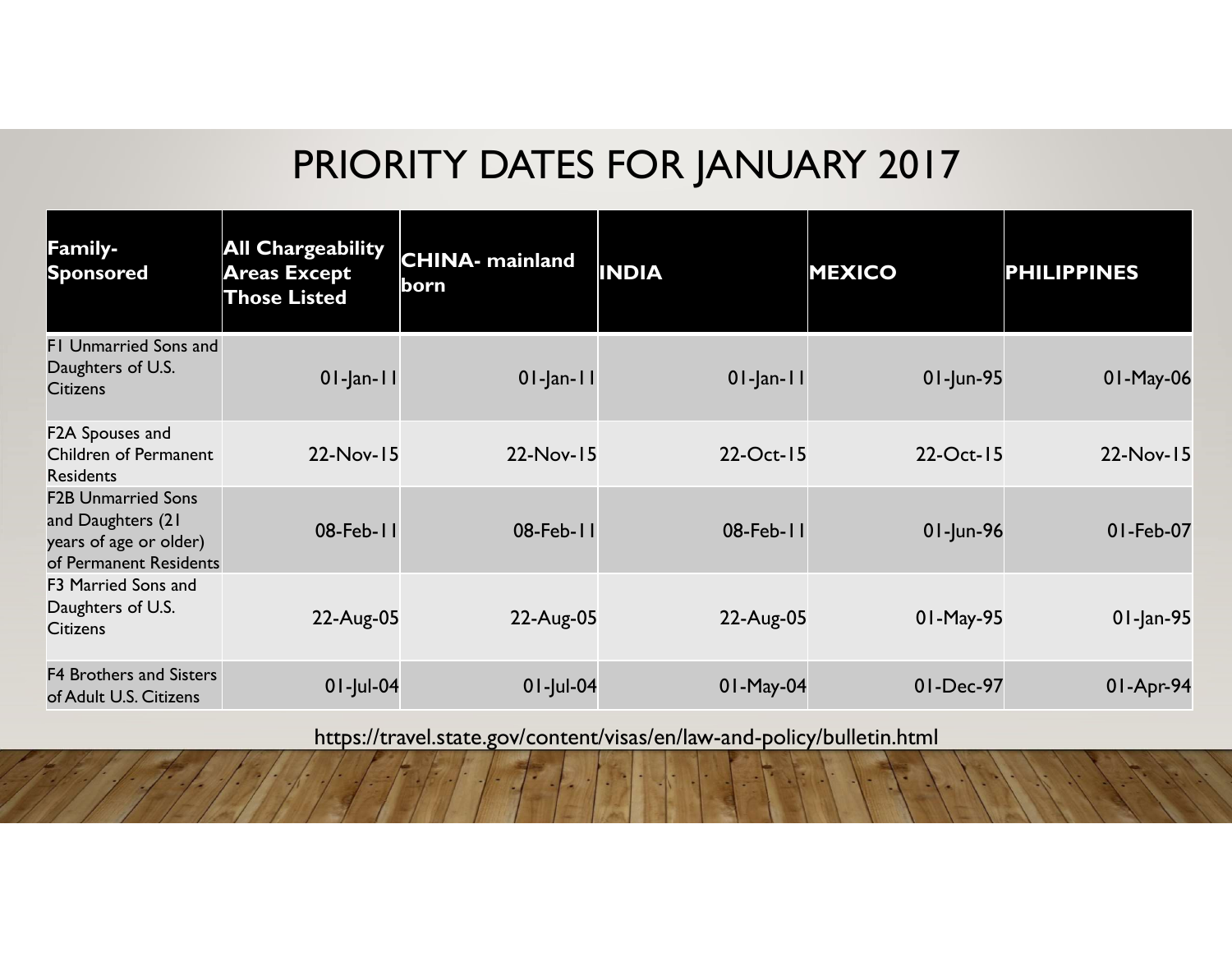# PRIORITY DATES FOR JANUARY 2017

| Family-Sponsored | All Chargeability Areas Except Those Listed | CHINA- mainland born | INDIA | MEXICO | PHILIPPINES |
|---|---|---|---|---|---|
| F1 Unmarried Sons and Daughters of U.S. Citizens | 01-Jan-11 | 01-Jan-11 | 01-Jan-11 | 01-Jun-95 | 01-May-06 |
| F2A Spouses and Children of Permanent Residents | 22-Nov-15 | 22-Nov-15 | 22-Oct-15 | 22-Oct-15 | 22-Nov-15 |
| F2B Unmarried Sons and Daughters (21 years of age or older) of Permanent Residents | 08-Feb-11 | 08-Feb-11 | 08-Feb-11 | 01-Jun-96 | 01-Feb-07 |
| F3 Married Sons and Daughters of U.S. Citizens | 22-Aug-05 | 22-Aug-05 | 22-Aug-05 | 01-May-95 | 01-Jan-95 |
| F4 Brothers and Sisters of Adult U.S. Citizens | 01-Jul-04 | 01-Jul-04 | 01-May-04 | 01-Dec-97 | 01-Apr-94 |

https://travel.state.gov/content/visas/en/law-and-policy/bulletin.html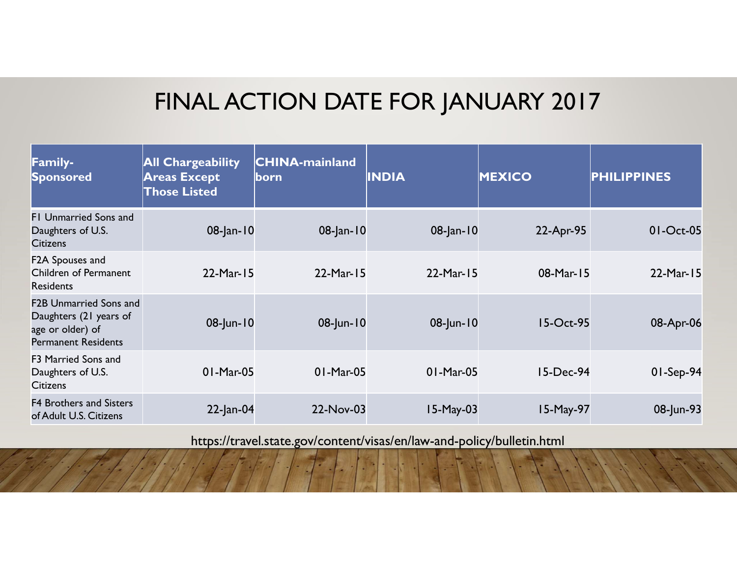# FINAL ACTION DATE FOR JANUARY 2017

| Family-Sponsored | All Chargeability Areas Except Those Listed | CHINA-mainland born | INDIA | MEXICO | PHILIPPINES |
|---|---|---|---|---|---|
| F1 Unmarried Sons and Daughters of U.S. Citizens | 08-Jan-10 | 08-Jan-10 | 08-Jan-10 | 22-Apr-95 | 01-Oct-05 |
| F2A Spouses and Children of Permanent Residents | 22-Mar-15 | 22-Mar-15 | 22-Mar-15 | 08-Mar-15 | 22-Mar-15 |
| F2B Unmarried Sons and Daughters (21 years of age or older) of Permanent Residents | 08-Jun-10 | 08-Jun-10 | 08-Jun-10 | 15-Oct-95 | 08-Apr-06 |
| F3 Married Sons and Daughters of U.S. Citizens | 01-Mar-05 | 01-Mar-05 | 01-Mar-05 | 15-Dec-94 | 01-Sep-94 |
| F4 Brothers and Sisters of Adult U.S. Citizens | 22-Jan-04 | 22-Nov-03 | 15-May-03 | 15-May-97 | 08-Jun-93 |

https://travel.state.gov/content/visas/en/law-and-policy/bulletin.html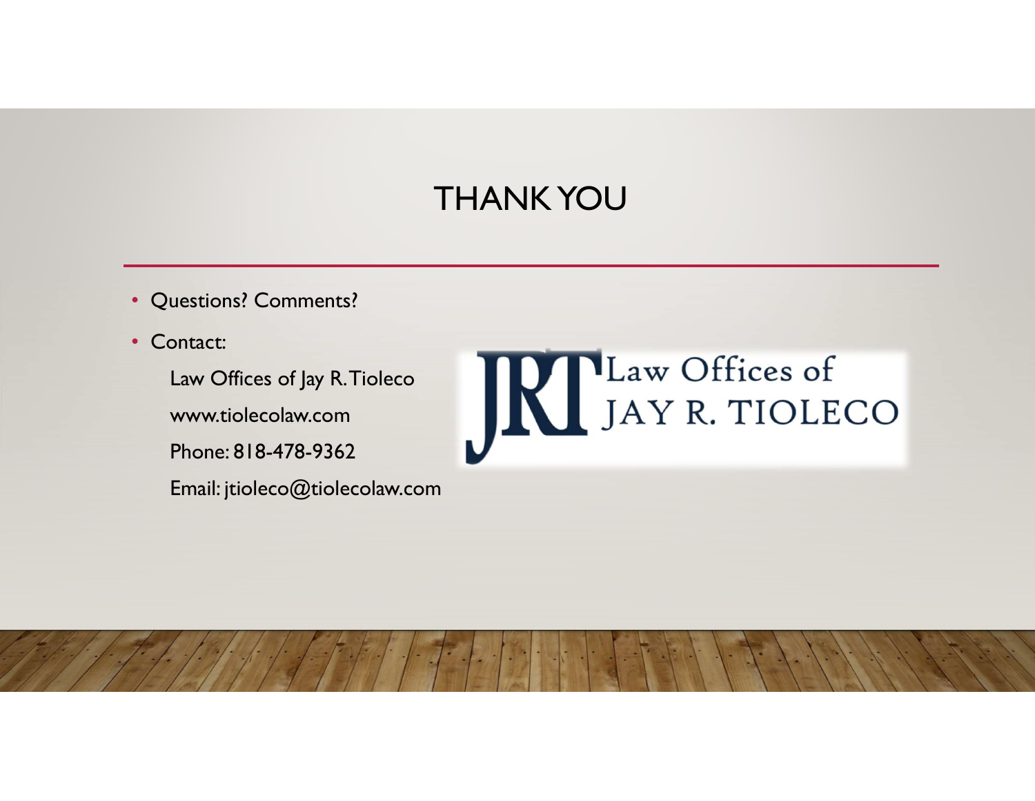# THANK YOU

- Questions? Comments?
- Contact:

  Law Offices of Jay R. Tioleco

  www.tiolecolaw.com

  Phone: 818-478-9362

  Email: jtioleco@tiolecolaw.com

JRT Law Offices of JAY R. TIOLECO